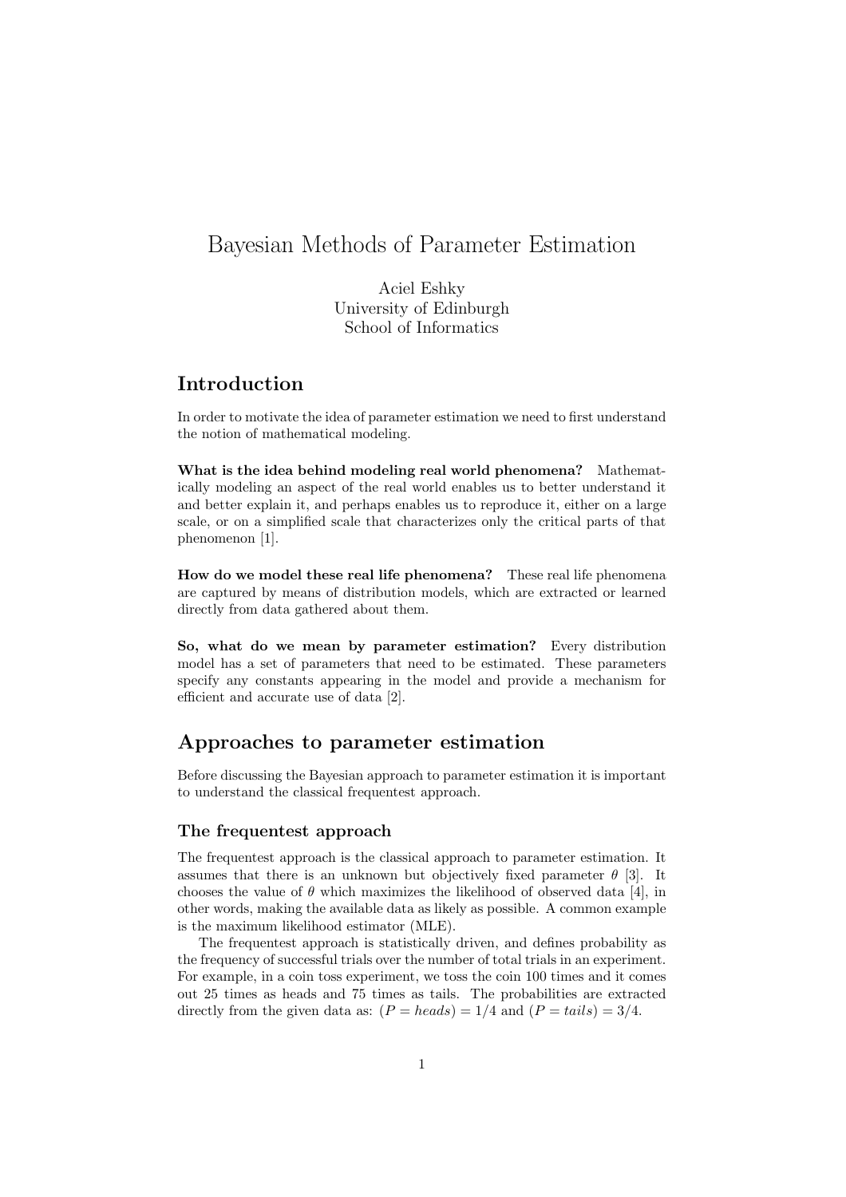# Bayesian Methods of Parameter Estimation

Aciel Eshky
University of Edinburgh
School of Informatics

## Introduction

In order to motivate the idea of parameter estimation we need to first understand the notion of mathematical modeling.

**What is the idea behind modeling real world phenomena?** Mathematically modeling an aspect of the real world enables us to better understand it and better explain it, and perhaps enables us to reproduce it, either on a large scale, or on a simplified scale that characterizes only the critical parts of that phenomenon [1].

**How do we model these real life phenomena?** These real life phenomena are captured by means of distribution models, which are extracted or learned directly from data gathered about them.

**So, what do we mean by parameter estimation?** Every distribution model has a set of parameters that need to be estimated. These parameters specify any constants appearing in the model and provide a mechanism for efficient and accurate use of data [2].

## Approaches to parameter estimation

Before discussing the Bayesian approach to parameter estimation it is important to understand the classical frequentest approach.

### The frequentest approach

The frequentest approach is the classical approach to parameter estimation. It assumes that there is an unknown but objectively fixed parameter $\theta$ [3]. It chooses the value of $\theta$ which maximizes the likelihood of observed data [4], in other words, making the available data as likely as possible. A common example is the maximum likelihood estimator (MLE).

The frequentest approach is statistically driven, and defines probability as the frequency of successful trials over the number of total trials in an experiment. For example, in a coin toss experiment, we toss the coin 100 times and it comes out 25 times as heads and 75 times as tails. The probabilities are extracted directly from the given data as: $(P = heads) = 1/4$ and $(P = tails) = 3/4$.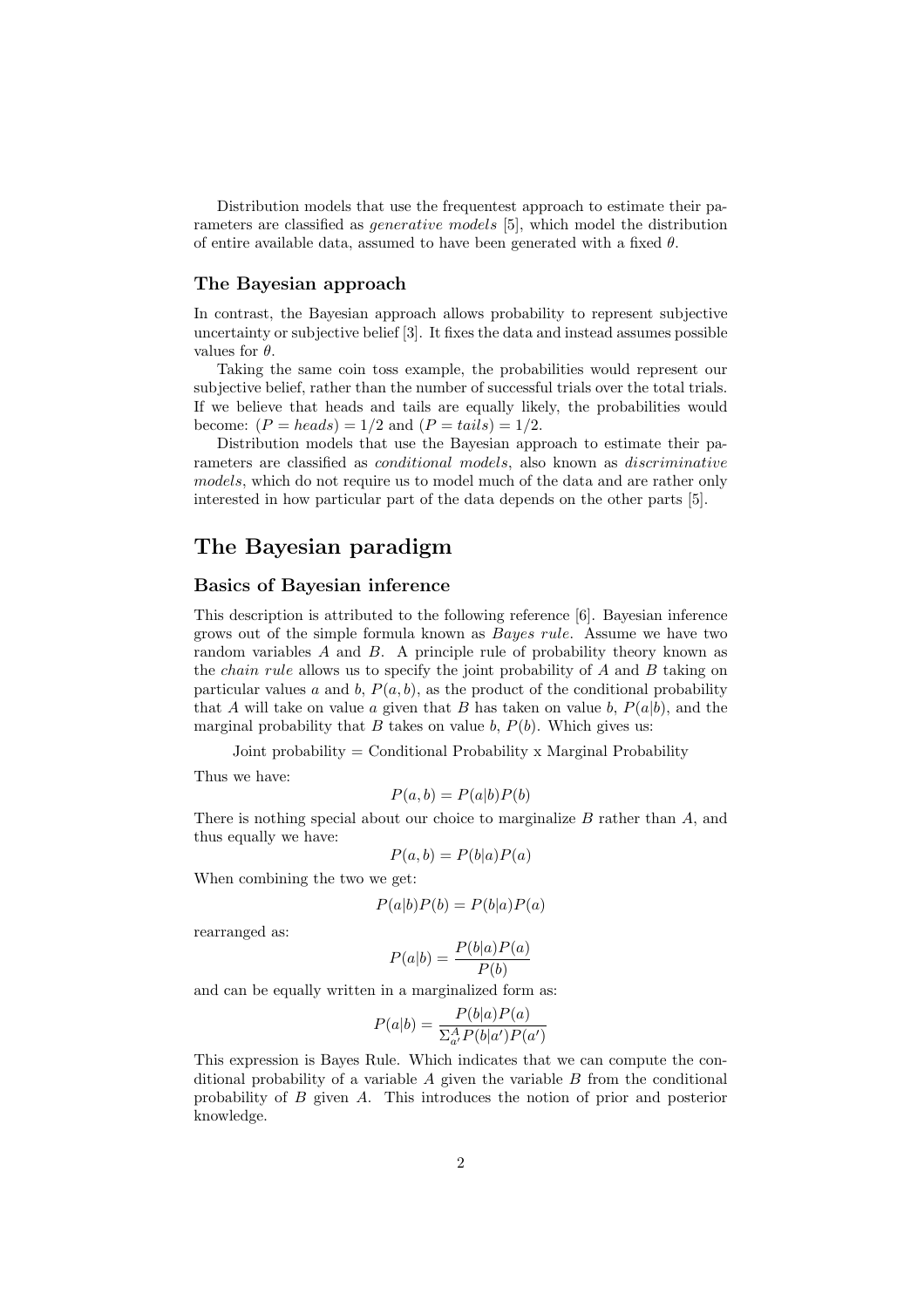Distribution models that use the frequentest approach to estimate their parameters are classified as *generative models* [5], which model the distribution of entire available data, assumed to have been generated with a fixed $\theta$.

### The Bayesian approach

In contrast, the Bayesian approach allows probability to represent subjective uncertainty or subjective belief [3]. It fixes the data and instead assumes possible values for $\theta$.

Taking the same coin toss example, the probabilities would represent our subjective belief, rather than the number of successful trials over the total trials. If we believe that heads and tails are equally likely, the probabilities would become: $(P = heads) = 1/2$ and $(P = tails) = 1/2$.

Distribution models that use the Bayesian approach to estimate their parameters are classified as *conditional models*, also known as *discriminative models*, which do not require us to model much of the data and are rather only interested in how particular part of the data depends on the other parts [5].

## The Bayesian paradigm

### Basics of Bayesian inference

This description is attributed to the following reference [6]. Bayesian inference grows out of the simple formula known as *Bayes rule*. Assume we have two random variables $A$ and $B$. A principle rule of probability theory known as the *chain rule* allows us to specify the joint probability of $A$ and $B$ taking on particular values $a$ and $b$, $P(a, b)$, as the product of the conditional probability that $A$ will take on value $a$ given that $B$ has taken on value $b$, $P(a|b)$, and the marginal probability that $B$ takes on value $b$, $P(b)$. Which gives us:

Joint probability = Conditional Probability x Marginal Probability

Thus we have:

$$P(a, b) = P(a|b)P(b)$$

There is nothing special about our choice to marginalize $B$ rather than $A$, and thus equally we have:

$$P(a, b) = P(b|a)P(a)$$

When combining the two we get:

$$P(a|b)P(b) = P(b|a)P(a)$$

rearranged as:

$$P(a|b) = \frac{P(b|a)P(a)}{P(b)}$$

and can be equally written in a marginalized form as:

$$P(a|b) = \frac{P(b|a)P(a)}{\Sigma_{a'}^{A} P(b|a')P(a')}$$

This expression is Bayes Rule. Which indicates that we can compute the conditional probability of a variable $A$ given the variable $B$ from the conditional probability of $B$ given $A$. This introduces the notion of prior and posterior knowledge.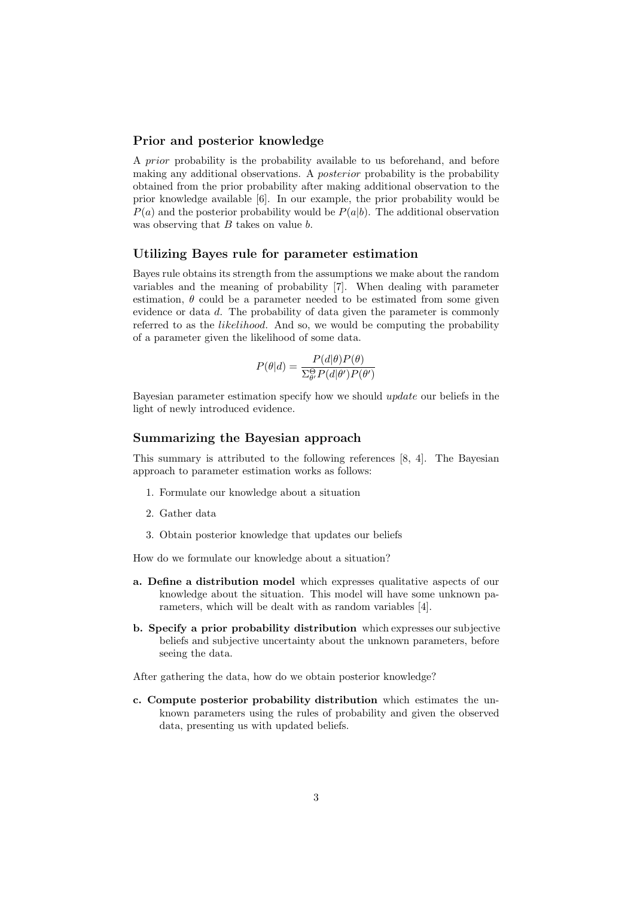### Prior and posterior knowledge

A *prior* probability is the probability available to us beforehand, and before making any additional observations. A *posterior* probability is the probability obtained from the prior probability after making additional observation to the prior knowledge available [6]. In our example, the prior probability would be $P(a)$ and the posterior probability would be $P(a|b)$. The additional observation was observing that $B$ takes on value $b$.

### Utilizing Bayes rule for parameter estimation

Bayes rule obtains its strength from the assumptions we make about the random variables and the meaning of probability [7]. When dealing with parameter estimation, $\theta$ could be a parameter needed to be estimated from some given evidence or data $d$. The probability of data given the parameter is commonly referred to as the *likelihood*. And so, we would be computing the probability of a parameter given the likelihood of some data.

$$P(\theta|d) = \frac{P(d|\theta)P(\theta)}{\Sigma_{\theta'}^{\Theta} P(d|\theta')P(\theta')}$$

Bayesian parameter estimation specify how we should *update* our beliefs in the light of newly introduced evidence.

### Summarizing the Bayesian approach

This summary is attributed to the following references [8, 4]. The Bayesian approach to parameter estimation works as follows:

1. Formulate our knowledge about a situation
2. Gather data
3. Obtain posterior knowledge that updates our beliefs

How do we formulate our knowledge about a situation?

**a. Define a distribution model** which expresses qualitative aspects of our knowledge about the situation. This model will have some unknown parameters, which will be dealt with as random variables [4].

**b. Specify a prior probability distribution** which expresses our subjective beliefs and subjective uncertainty about the unknown parameters, before seeing the data.

After gathering the data, how do we obtain posterior knowledge?

**c. Compute posterior probability distribution** which estimates the unknown parameters using the rules of probability and given the observed data, presenting us with updated beliefs.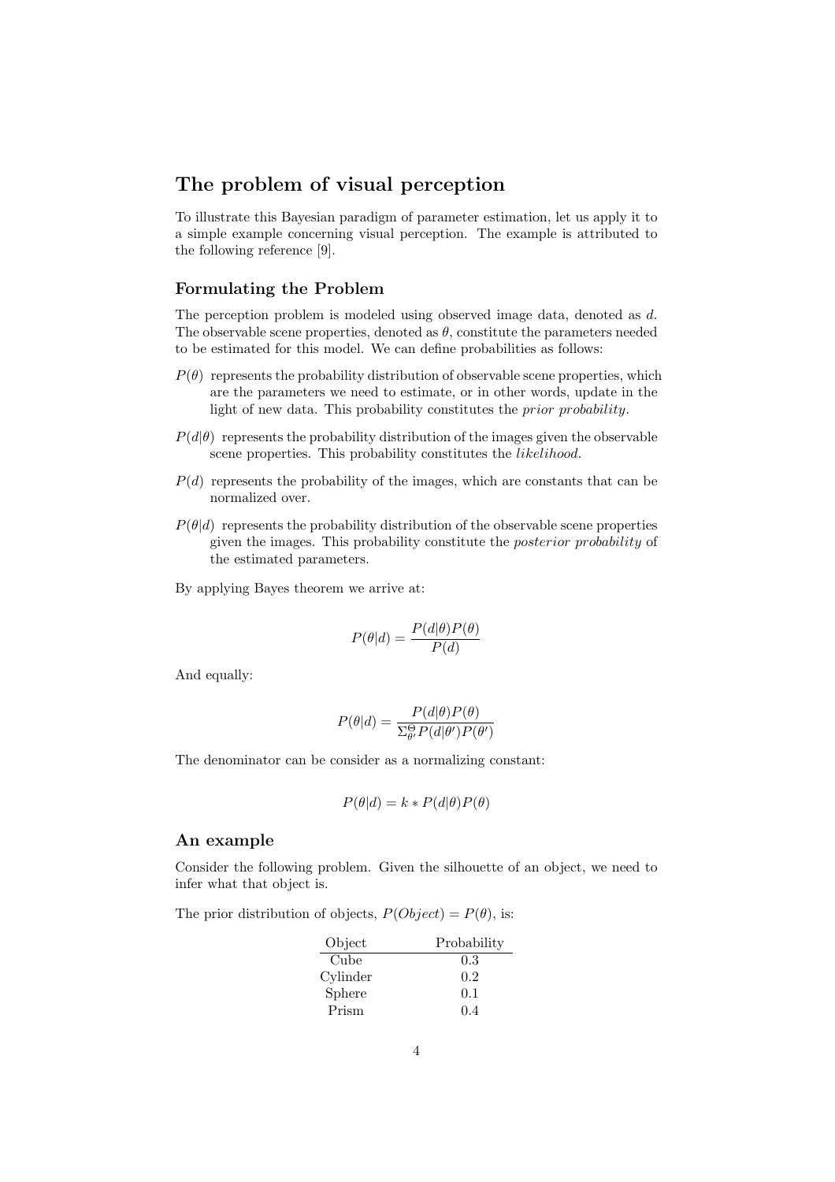## The problem of visual perception

To illustrate this Bayesian paradigm of parameter estimation, let us apply it to a simple example concerning visual perception. The example is attributed to the following reference [9].

### Formulating the Problem

The perception problem is modeled using observed image data, denoted as $d$. The observable scene properties, denoted as $\theta$, constitute the parameters needed to be estimated for this model. We can define probabilities as follows:

- $P(\theta)$ represents the probability distribution of observable scene properties, which are the parameters we need to estimate, or in other words, update in the light of new data. This probability constitutes the *prior probability*.
- $P(d|\theta)$ represents the probability distribution of the images given the observable scene properties. This probability constitutes the *likelihood*.
- $P(d)$ represents the probability of the images, which are constants that can be normalized over.
- $P(\theta|d)$ represents the probability distribution of the observable scene properties given the images. This probability constitute the *posterior probability* of the estimated parameters.

By applying Bayes theorem we arrive at:

$$P(\theta|d) = \frac{P(d|\theta)P(\theta)}{P(d)}$$

And equally:

$$P(\theta|d) = \frac{P(d|\theta)P(\theta)}{\Sigma_{\theta'}^{\Theta} P(d|\theta')P(\theta')}$$

The denominator can be consider as a normalizing constant:

$$P(\theta|d) = k * P(d|\theta)P(\theta)$$

### An example

Consider the following problem. Given the silhouette of an object, we need to infer what that object is.

The prior distribution of objects, $P(Object) = P(\theta)$, is:

| Object | Probability |
|---|---|
| Cube | 0.3 |
| Cylinder | 0.2 |
| Sphere | 0.1 |
| Prism | 0.4 |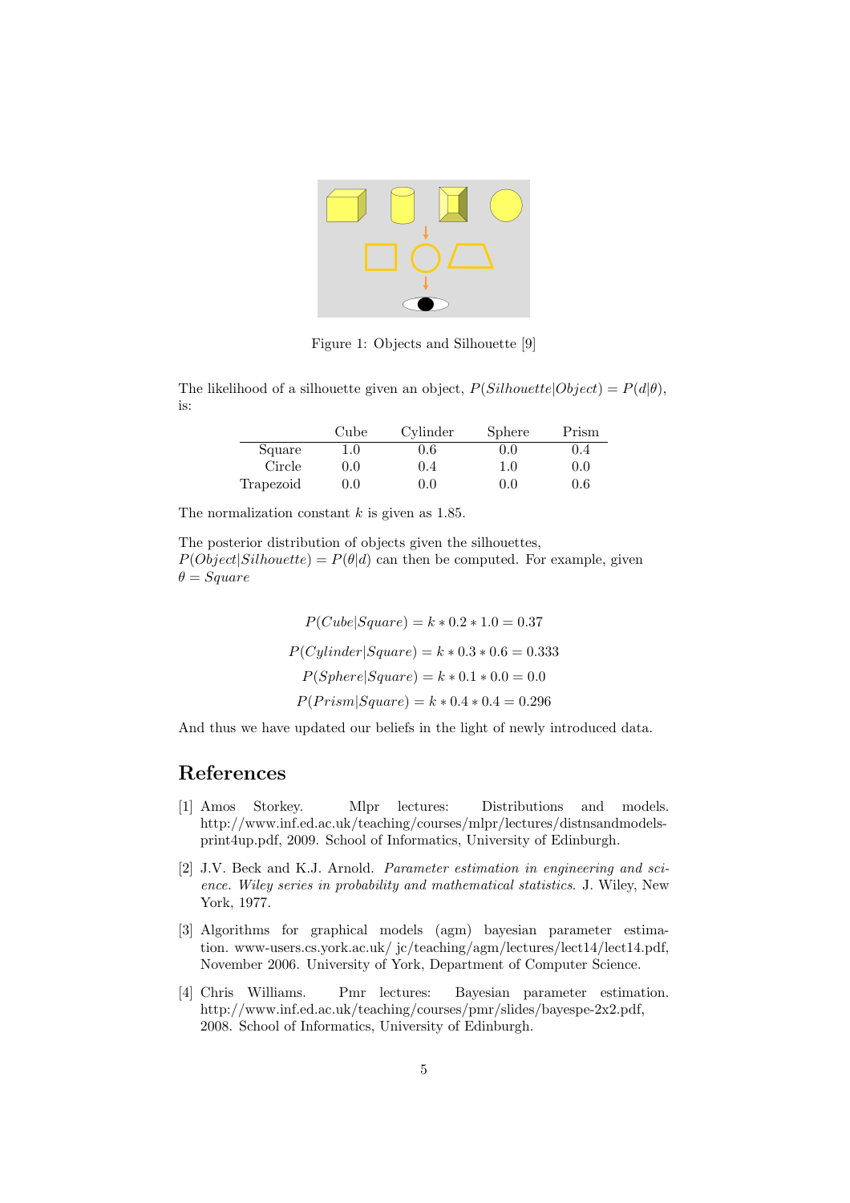Figure 1: Objects and Silhouette [9]

The likelihood of a silhouette given an object, $P(Silhouette|Object) = P(d|\theta)$, is:

| | Cube | Cylinder | Sphere | Prism |
|---|---|---|---|---|
| Square | 1.0 | 0.6 | 0.0 | 0.4 |
| Circle | 0.0 | 0.4 | 1.0 | 0.0 |
| Trapezoid | 0.0 | 0.0 | 0.0 | 0.6 |

The normalization constant $k$ is given as 1.85.

The posterior distribution of objects given the silhouettes,
$P(Object|Silhouette) = P(\theta|d)$ can then be computed. For example, given $\theta = Square$

$$P(Cube|Square) = k * 0.2 * 1.0 = 0.37$$

$$P(Cylinder|Square) = k * 0.3 * 0.6 = 0.333$$

$$P(Sphere|Square) = k * 0.1 * 0.0 = 0.0$$

$$P(Prism|Square) = k * 0.4 * 0.4 = 0.296$$

And thus we have updated our beliefs in the light of newly introduced data.

# References

[1] Amos Storkey. Mlpr lectures: Distributions and models. http://www.inf.ed.ac.uk/teaching/courses/mlpr/lectures/distnsandmodels-print4up.pdf, 2009. School of Informatics, University of Edinburgh.

[2] J.V. Beck and K.J. Arnold. *Parameter estimation in engineering and science. Wiley series in probability and mathematical statistics.* J. Wiley, New York, 1977.

[3] Algorithms for graphical models (agm) bayesian parameter estimation. www-users.cs.york.ac.uk/ jc/teaching/agm/lectures/lect14/lect14.pdf, November 2006. University of York, Department of Computer Science.

[4] Chris Williams. Pmr lectures: Bayesian parameter estimation. http://www.inf.ed.ac.uk/teaching/courses/pmr/slides/bayespe-2x2.pdf, 2008. School of Informatics, University of Edinburgh.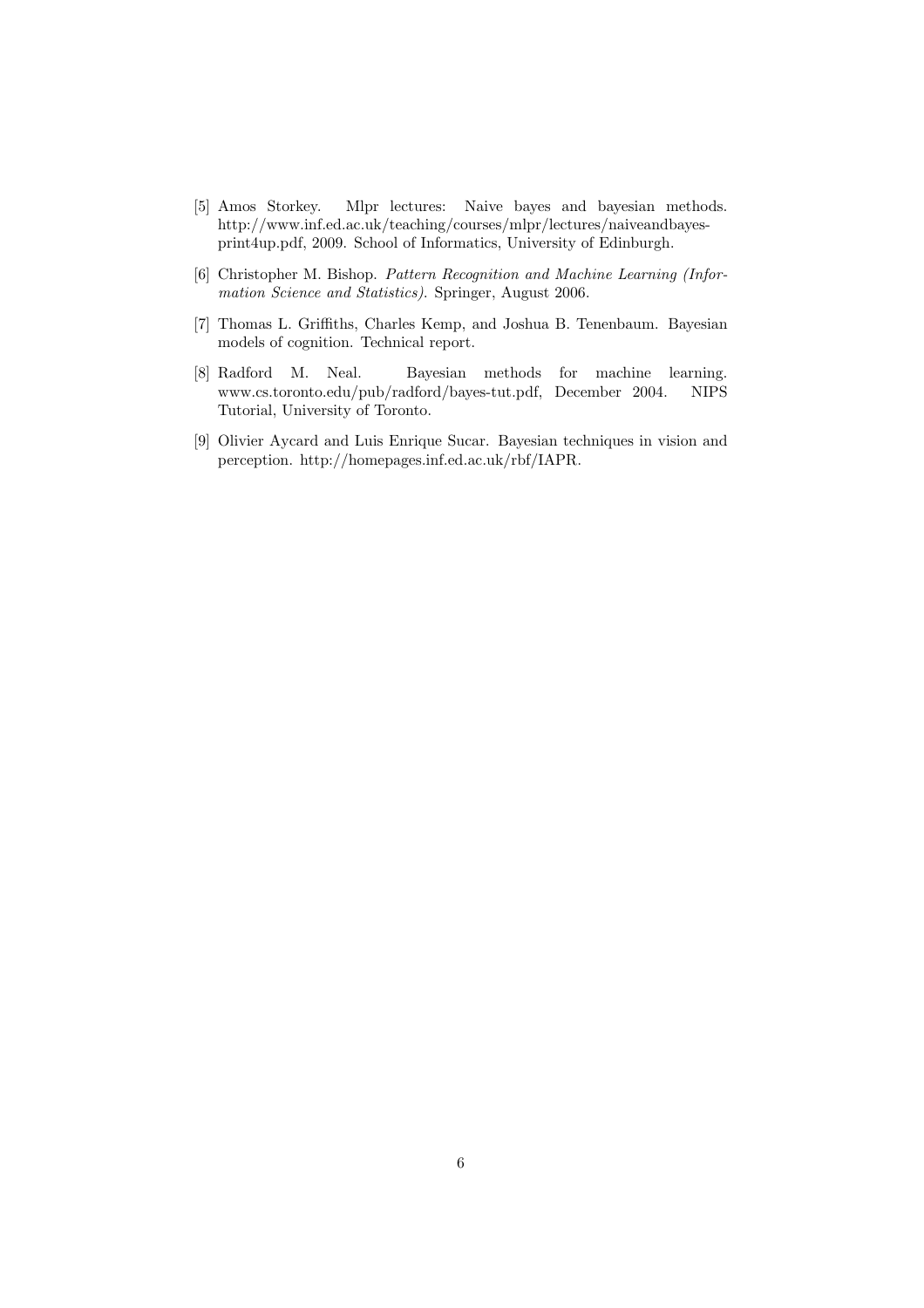[5] Amos Storkey. Mlpr lectures: Naive bayes and bayesian methods. http://www.inf.ed.ac.uk/teaching/courses/mlpr/lectures/naiveandbayes-print4up.pdf, 2009. School of Informatics, University of Edinburgh.

[6] Christopher M. Bishop. *Pattern Recognition and Machine Learning (Information Science and Statistics)*. Springer, August 2006.

[7] Thomas L. Griffiths, Charles Kemp, and Joshua B. Tenenbaum. Bayesian models of cognition. Technical report.

[8] Radford M. Neal. Bayesian methods for machine learning. www.cs.toronto.edu/pub/radford/bayes-tut.pdf, December 2004. NIPS Tutorial, University of Toronto.

[9] Olivier Aycard and Luis Enrique Sucar. Bayesian techniques in vision and perception. http://homepages.inf.ed.ac.uk/rbf/IAPR.